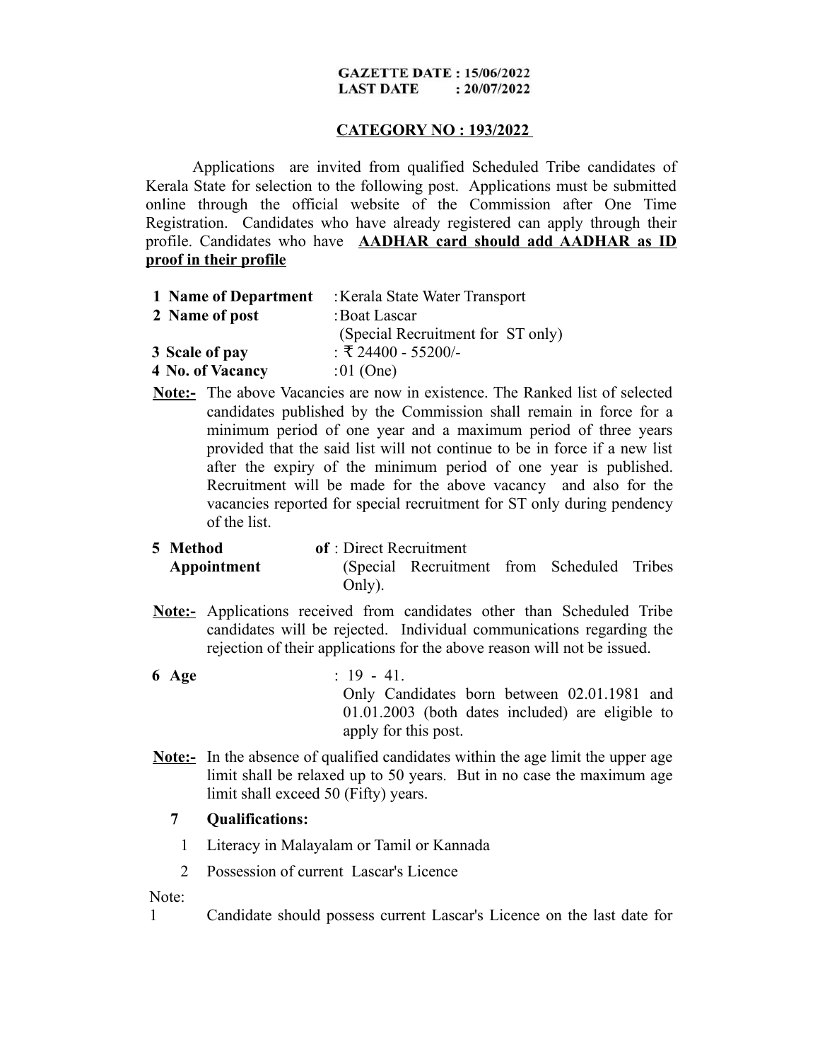**GAZETTE DATE : 15/06/2022**
**LAST DATE : 20/07/2022**

**CATEGORY NO : 193/2022**

Applications are invited from qualified Scheduled Tribe candidates of Kerala State for selection to the following post. Applications must be submitted online through the official website of the Commission after One Time Registration. Candidates who have already registered can apply through their profile. Candidates who have **AADHAR card should add AADHAR as ID proof in their profile**

**1 Name of Department** : Kerala State Water Transport

**2 Name of post** : Boat Lascar (Special Recruitment for ST only)

**3 Scale of pay** : ₹ 24400 - 55200/-

**4 No. of Vacancy** : 01 (One)

**Note:-** The above Vacancies are now in existence. The Ranked list of selected candidates published by the Commission shall remain in force for a minimum period of one year and a maximum period of three years provided that the said list will not continue to be in force if a new list after the expiry of the minimum period of one year is published. Recruitment will be made for the above vacancy and also for the vacancies reported for special recruitment for ST only during pendency of the list.

**5 Method of Appointment** : Direct Recruitment (Special Recruitment from Scheduled Tribes Only).

**Note:-** Applications received from candidates other than Scheduled Tribe candidates will be rejected. Individual communications regarding the rejection of their applications for the above reason will not be issued.

**6 Age** : 19 - 41.
Only Candidates born between 02.01.1981 and 01.01.2003 (both dates included) are eligible to apply for this post.

**Note:-** In the absence of qualified candidates within the age limit the upper age limit shall be relaxed up to 50 years. But in no case the maximum age limit shall exceed 50 (Fifty) years.

**7 Qualifications:**

1. Literacy in Malayalam or Tamil or Kannada
2. Possession of current Lascar's Licence

Note:

1 Candidate should possess current Lascar's Licence on the last date for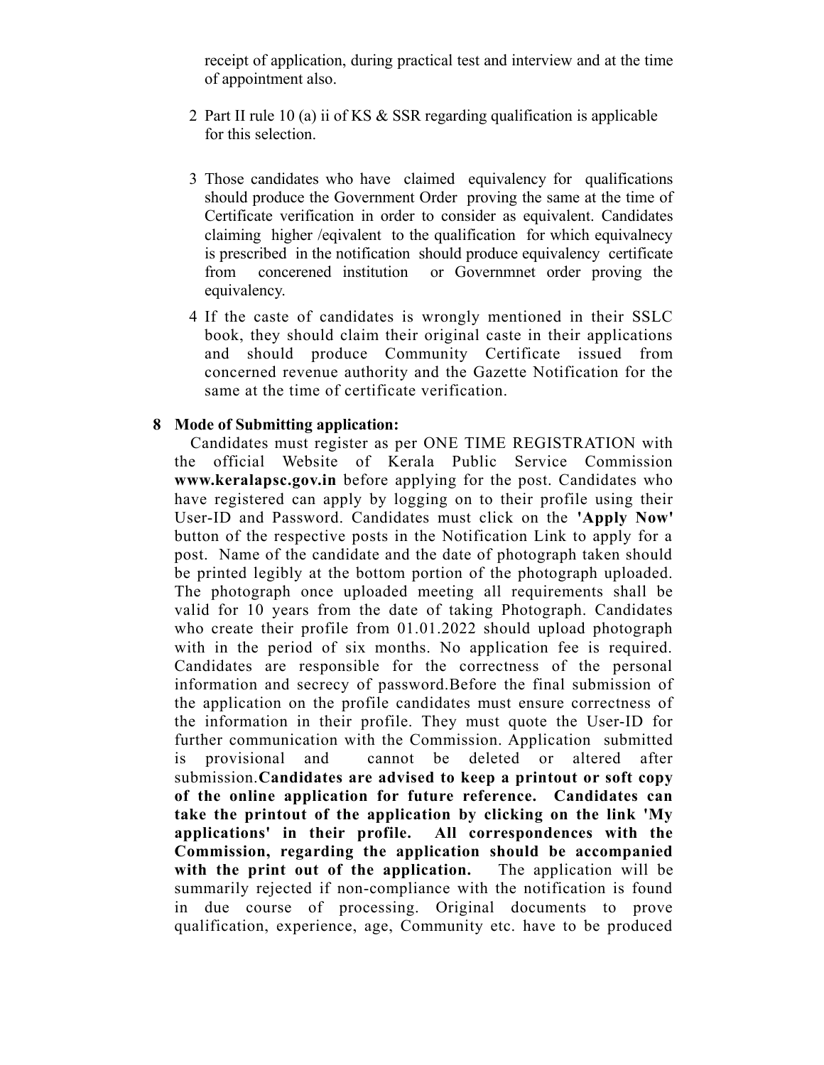receipt of application, during practical test and interview and at the time of appointment also.

2 Part II rule 10 (a) ii of KS & SSR regarding qualification is applicable for this selection.

3 Those candidates who have claimed equivalency for qualifications should produce the Government Order proving the same at the time of Certificate verification in order to consider as equivalent. Candidates claiming higher /eqivalent to the qualification for which equivalnecy is prescribed in the notification should produce equivalency certificate from concerened institution or Governmnet order proving the equivalency.

4 If the caste of candidates is wrongly mentioned in their SSLC book, they should claim their original caste in their applications and should produce Community Certificate issued from concerned revenue authority and the Gazette Notification for the same at the time of certificate verification.

**8 Mode of Submitting application:**

Candidates must register as per ONE TIME REGISTRATION with the official Website of Kerala Public Service Commission **www.keralapsc.gov.in** before applying for the post. Candidates who have registered can apply by logging on to their profile using their User-ID and Password. Candidates must click on the **'Apply Now'** button of the respective posts in the Notification Link to apply for a post. Name of the candidate and the date of photograph taken should be printed legibly at the bottom portion of the photograph uploaded. The photograph once uploaded meeting all requirements shall be valid for 10 years from the date of taking Photograph. Candidates who create their profile from 01.01.2022 should upload photograph with in the period of six months. No application fee is required. Candidates are responsible for the correctness of the personal information and secrecy of password.Before the final submission of the application on the profile candidates must ensure correctness of the information in their profile. They must quote the User-ID for further communication with the Commission. Application submitted is provisional and cannot be deleted or altered after submission.**Candidates are advised to keep a printout or soft copy of the online application for future reference. Candidates can take the printout of the application by clicking on the link 'My applications' in their profile. All correspondences with the Commission, regarding the application should be accompanied with the print out of the application.** The application will be summarily rejected if non-compliance with the notification is found in due course of processing. Original documents to prove qualification, experience, age, Community etc. have to be produced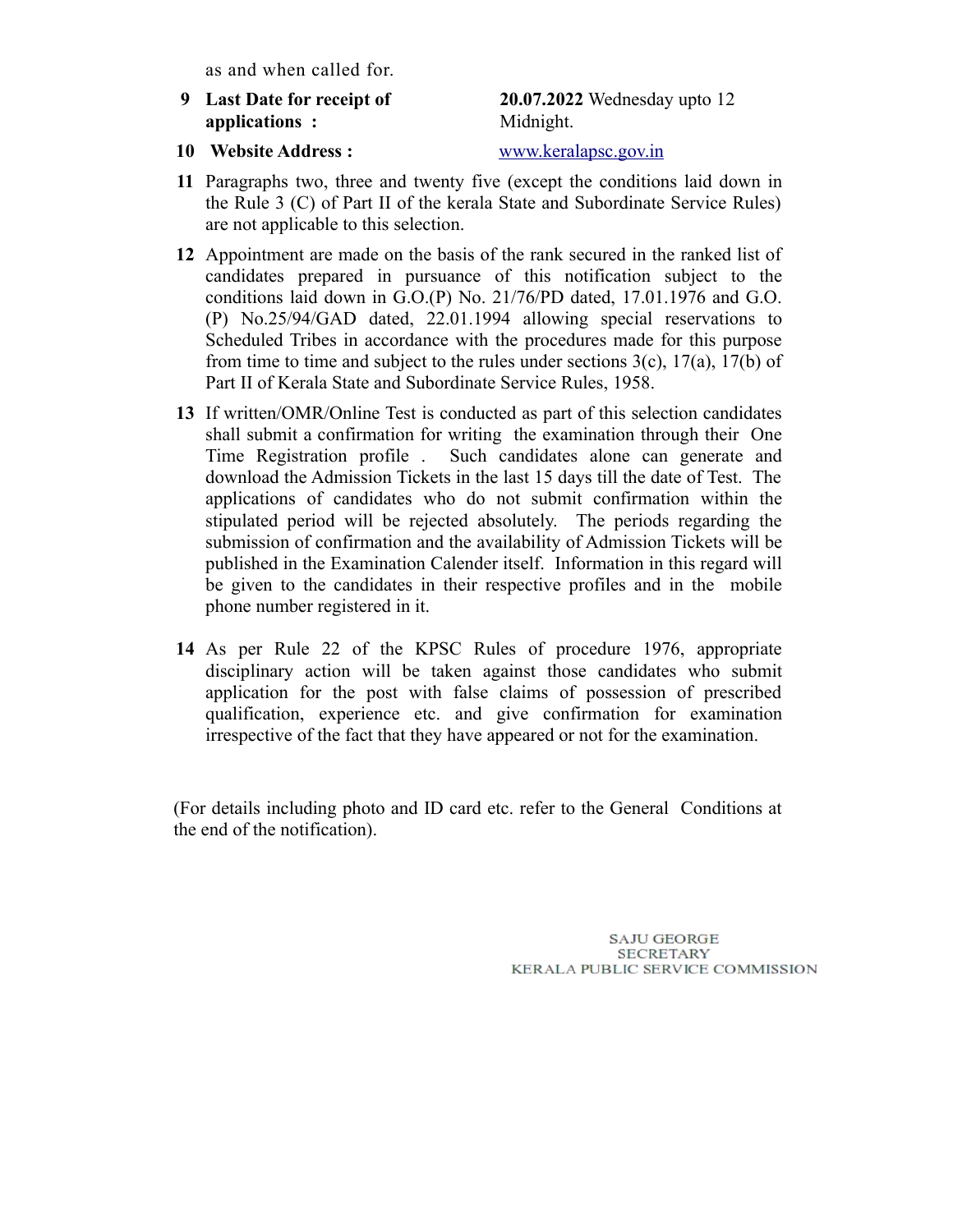as and when called for.

9 **Last Date for receipt of applications :** **20.07.2022** Wednesday upto 12 Midnight.

10 **Website Address :** www.keralapsc.gov.in

11 Paragraphs two, three and twenty five (except the conditions laid down in the Rule 3 (C) of Part II of the kerala State and Subordinate Service Rules) are not applicable to this selection.

12 Appointment are made on the basis of the rank secured in the ranked list of candidates prepared in pursuance of this notification subject to the conditions laid down in G.O.(P) No. 21/76/PD dated, 17.01.1976 and G.O.(P) No.25/94/GAD dated, 22.01.1994 allowing special reservations to Scheduled Tribes in accordance with the procedures made for this purpose from time to time and subject to the rules under sections 3(c), 17(a), 17(b) of Part II of Kerala State and Subordinate Service Rules, 1958.

13 If written/OMR/Online Test is conducted as part of this selection candidates shall submit a confirmation for writing the examination through their One Time Registration profile . Such candidates alone can generate and download the Admission Tickets in the last 15 days till the date of Test. The applications of candidates who do not submit confirmation within the stipulated period will be rejected absolutely. The periods regarding the submission of confirmation and the availability of Admission Tickets will be published in the Examination Calender itself. Information in this regard will be given to the candidates in their respective profiles and in the mobile phone number registered in it.

14 As per Rule 22 of the KPSC Rules of procedure 1976, appropriate disciplinary action will be taken against those candidates who submit application for the post with false claims of possession of prescribed qualification, experience etc. and give confirmation for examination irrespective of the fact that they have appeared or not for the examination.

(For details including photo and ID card etc. refer to the General Conditions at the end of the notification).

SAJU GEORGE
SECRETARY
KERALA PUBLIC SERVICE COMMISSION